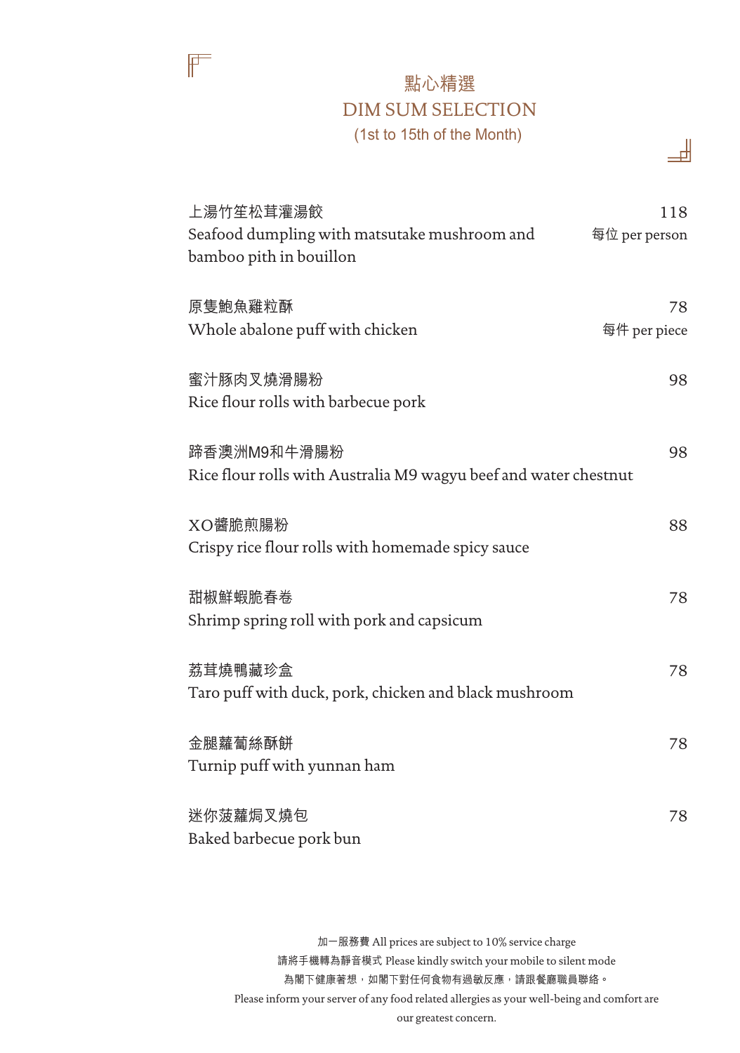# 點心精選
# DIM SUM SELECTION
(1st to 15th of the Month)

上湯竹笙松茸灌湯餃
Seafood dumpling with matsutake mushroom and bamboo pith in bouillon
118
每位 per person

原隻鮑魚雞粒酥
Whole abalone puff with chicken
78
每件 per piece

蜜汁豚肉叉燒滑腸粉
Rice flour rolls with barbecue pork
98

蹄香澳洲M9和牛滑腸粉
Rice flour rolls with Australia M9 wagyu beef and water chestnut
98

XO醬脆煎腸粉
Crispy rice flour rolls with homemade spicy sauce
88

甜椒鮮蝦脆春卷
Shrimp spring roll with pork and capsicum
78

荔茸燒鴨藏珍盒
Taro puff with duck, pork, chicken and black mushroom
78

金腿蘿蔔絲酥餅
Turnip puff with yunnan ham
78

迷你菠蘿焗叉燒包
Baked barbecue pork bun
78

加一服務費 All prices are subject to 10% service charge
請將手機轉為靜音模式 Please kindly switch your mobile to silent mode
為閣下健康著想，如閣下對任何食物有過敏反應，請跟餐廳職員聯絡。
Please inform your server of any food related allergies as your well-being and comfort are our greatest concern.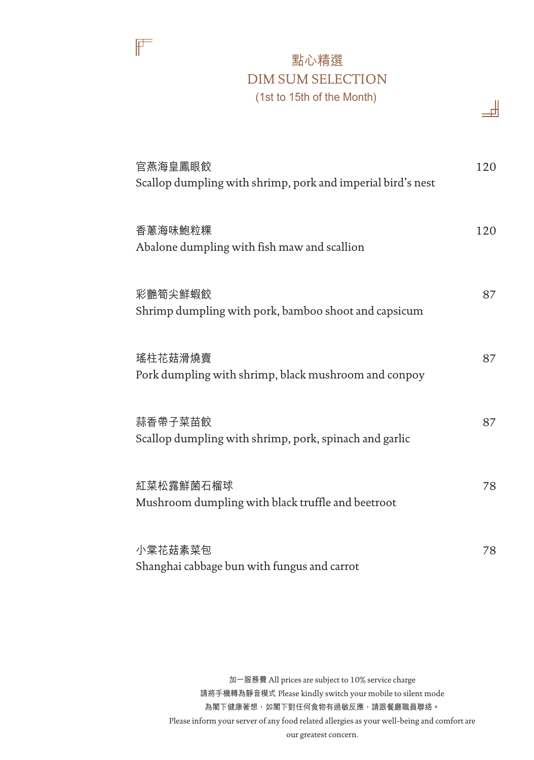# 點心精選
# DIM SUM SELECTION
(1st to 15th of the Month)

官燕海皇鳳眼餃
Scallop dumpling with shrimp, pork and imperial bird's nest — 120

香蔥海味鮑粒粿
Abalone dumpling with fish maw and scallion — 120

彩艷筍尖鮮蝦餃
Shrimp dumpling with pork, bamboo shoot and capsicum — 87

瑤柱花菇滑燒賣
Pork dumpling with shrimp, black mushroom and conpoy — 87

蒜香帶子菜苗餃
Scallop dumpling with shrimp, pork, spinach and garlic — 87

紅菜松露鮮菌石榴球
Mushroom dumpling with black truffle and beetroot — 78

小棠花菇素菜包
Shanghai cabbage bun with fungus and carrot — 78

加一服務費 All prices are subject to 10% service charge

請將手機轉為靜音模式 Please kindly switch your mobile to silent mode

為閣下健康著想，如閣下對任何食物有過敏反應，請跟餐廳職員聯絡。

Please inform your server of any food related allergies as your well-being and comfort are our greatest concern.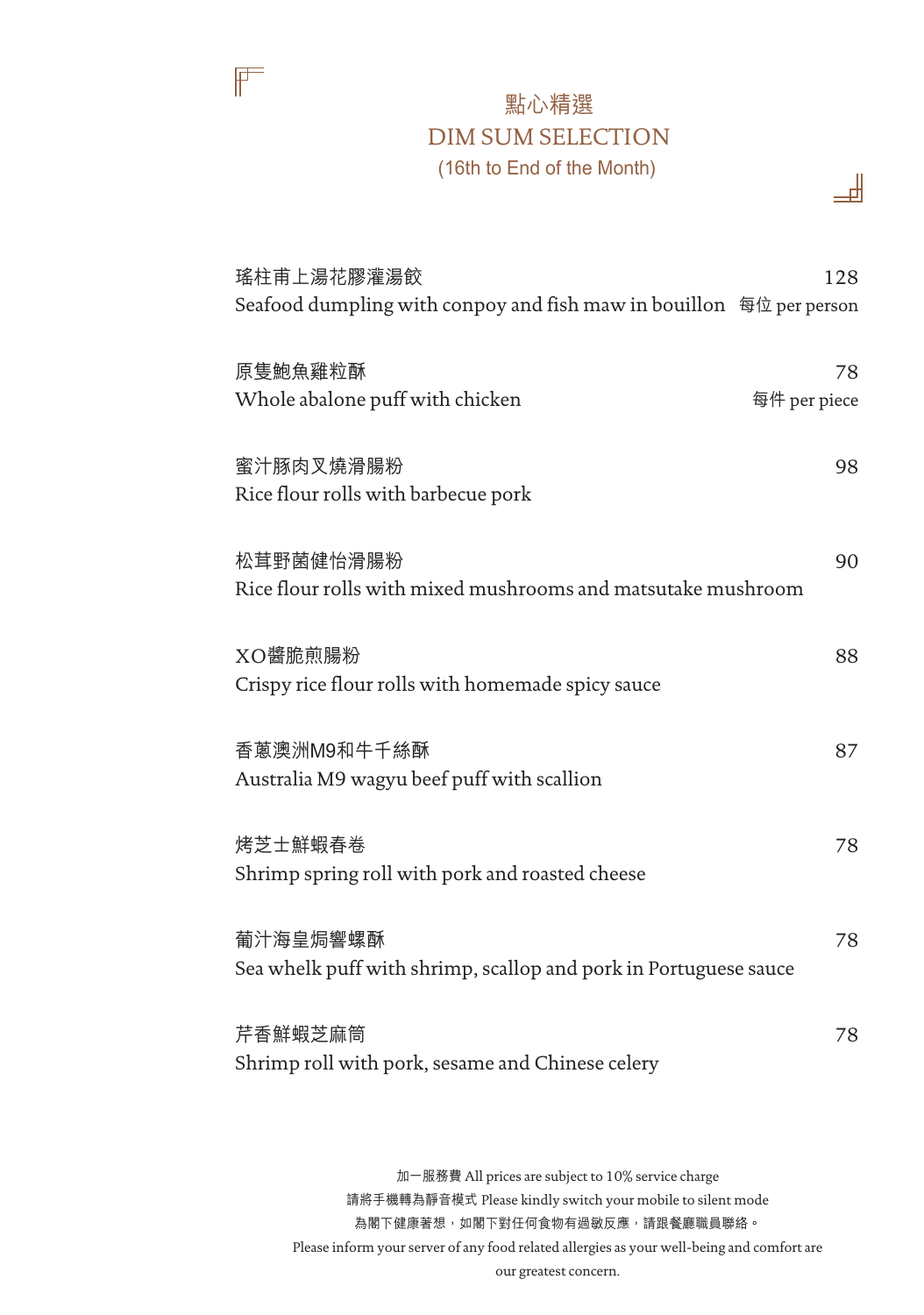# 點心精選

# DIM SUM SELECTION

(16th to End of the Month)

瑤柱甫上湯花膠灌湯餃 — 128
Seafood dumpling with conpoy and fish maw in bouillon — 每位 per person

原隻鮑魚雞粒酥 — 78
Whole abalone puff with chicken — 每件 per piece

蜜汁豚肉叉燒滑腸粉 — 98
Rice flour rolls with barbecue pork

松茸野菌健怡滑腸粉 — 90
Rice flour rolls with mixed mushrooms and matsutake mushroom

XO醬脆煎腸粉 — 88
Crispy rice flour rolls with homemade spicy sauce

香蔥澳洲M9和牛千絲酥 — 87
Australia M9 wagyu beef puff with scallion

烤芝士鮮蝦春卷 — 78
Shrimp spring roll with pork and roasted cheese

葡汁海皇焗響螺酥 — 78
Sea whelk puff with shrimp, scallop and pork in Portuguese sauce

芹香鮮蝦芝麻筒 — 78
Shrimp roll with pork, sesame and Chinese celery

加一服務費 All prices are subject to 10% service charge

請將手機轉為靜音模式 Please kindly switch your mobile to silent mode

為閣下健康著想，如閣下對任何食物有過敏反應，請跟餐廳職員聯絡。

Please inform your server of any food related allergies as your well-being and comfort are our greatest concern.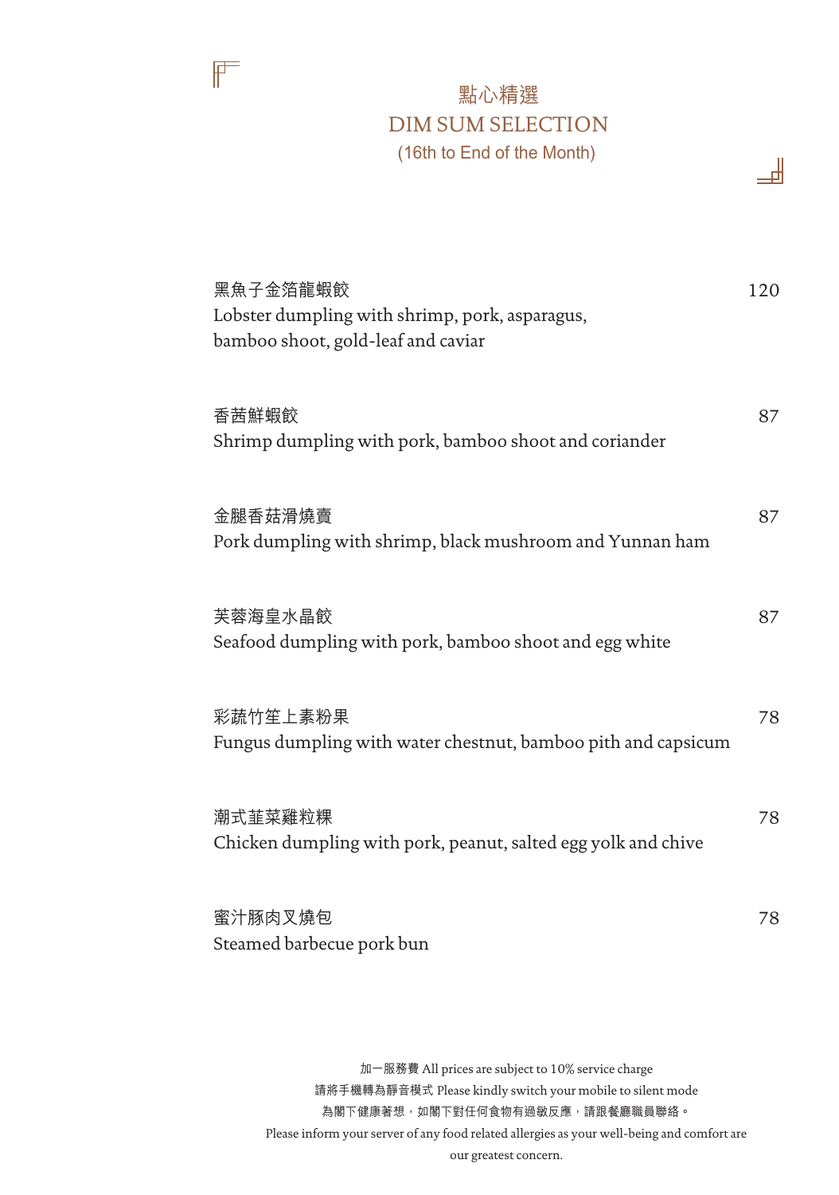# 點心精選
# DIM SUM SELECTION
(16th to End of the Month)

黑魚子金箔龍蝦餃 — 120
Lobster dumpling with shrimp, pork, asparagus, bamboo shoot, gold-leaf and caviar

香茜鮮蝦餃 — 87
Shrimp dumpling with pork, bamboo shoot and coriander

金腿香菇滑燒賣 — 87
Pork dumpling with shrimp, black mushroom and Yunnan ham

芙蓉海皇水晶餃 — 87
Seafood dumpling with pork, bamboo shoot and egg white

彩蔬竹笙上素粉果 — 78
Fungus dumpling with water chestnut, bamboo pith and capsicum

潮式韮菜雞粒粿 — 78
Chicken dumpling with pork, peanut, salted egg yolk and chive

蜜汁豚肉叉燒包 — 78
Steamed barbecue pork bun

加一服務費 All prices are subject to 10% service charge

請將手機轉為靜音模式 Please kindly switch your mobile to silent mode

為閣下健康著想，如閣下對任何食物有過敏反應，請跟餐廳職員聯絡。

Please inform your server of any food related allergies as your well-being and comfort are our greatest concern.